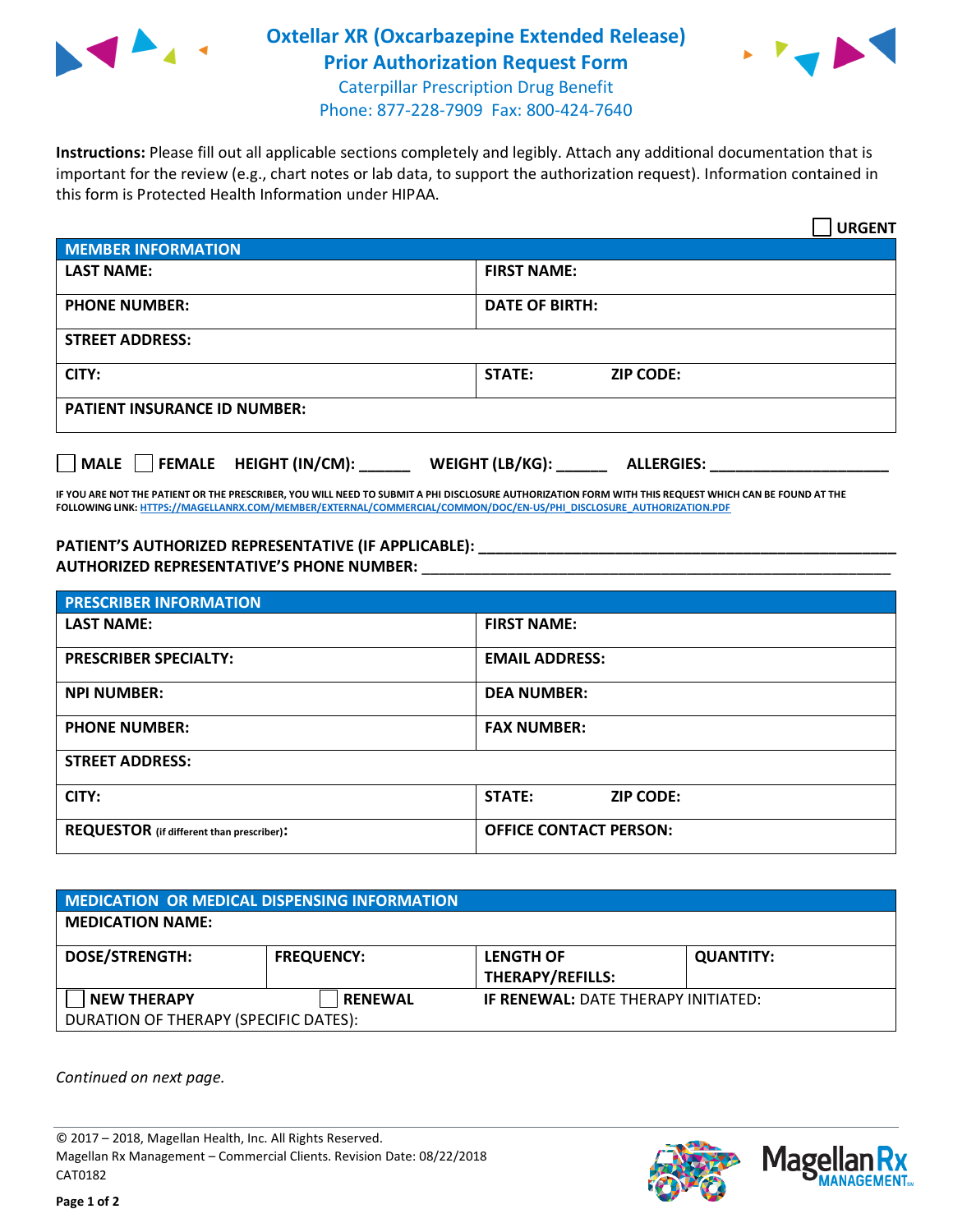# Oxtellar XR (Oxcarbazepine Extended Release) Prior Authorization Request Form

Caterpillar Prescription Drug Benefit
Phone: 877-228-7909 Fax: 800-424-7640

**Instructions:** Please fill out all applicable sections completely and legibly. Attach any additional documentation that is important for the review (e.g., chart notes or lab data, to support the authorization request). Information contained in this form is Protected Health Information under HIPAA.

☐ **URGENT**

| MEMBER INFORMATION | |
|---|---|
| LAST NAME: | FIRST NAME: |
| PHONE NUMBER: | DATE OF BIRTH: |
| STREET ADDRESS: | |
| CITY: | STATE: ZIP CODE: |
| PATIENT INSURANCE ID NUMBER: | |

☐ MALE ☐ FEMALE HEIGHT (IN/CM): ______ WEIGHT (LB/KG): ______ ALLERGIES: ____________________

IF YOU ARE NOT THE PATIENT OR THE PRESCRIBER, YOU WILL NEED TO SUBMIT A PHI DISCLOSURE AUTHORIZATION FORM WITH THIS REQUEST WHICH CAN BE FOUND AT THE FOLLOWING LINK: HTTPS://MAGELLANRX.COM/MEMBER/EXTERNAL/COMMERCIAL/COMMON/DOC/EN-US/PHI_DISCLOSURE_AUTHORIZATION.PDF

PATIENT'S AUTHORIZED REPRESENTATIVE (IF APPLICABLE): ____________________
AUTHORIZED REPRESENTATIVE'S PHONE NUMBER: ____________________

| PRESCRIBER INFORMATION | |
|---|---|
| LAST NAME: | FIRST NAME: |
| PRESCRIBER SPECIALTY: | EMAIL ADDRESS: |
| NPI NUMBER: | DEA NUMBER: |
| PHONE NUMBER: | FAX NUMBER: |
| STREET ADDRESS: | |
| CITY: | STATE: ZIP CODE: |
| REQUESTOR (if different than prescriber): | OFFICE CONTACT PERSON: |

| MEDICATION OR MEDICAL DISPENSING INFORMATION | | | |
|---|---|---|---|
| MEDICATION NAME: | | | |
| DOSE/STRENGTH: | FREQUENCY: | LENGTH OF THERAPY/REFILLS: | QUANTITY: |
| ☐ NEW THERAPY | ☐ RENEWAL | IF RENEWAL: DATE THERAPY INITIATED: | |
| DURATION OF THERAPY (SPECIFIC DATES): | | | |

*Continued on next page.*

© 2017 – 2018, Magellan Health, Inc. All Rights Reserved.
Magellan Rx Management – Commercial Clients. Revision Date: 08/22/2018
CAT0182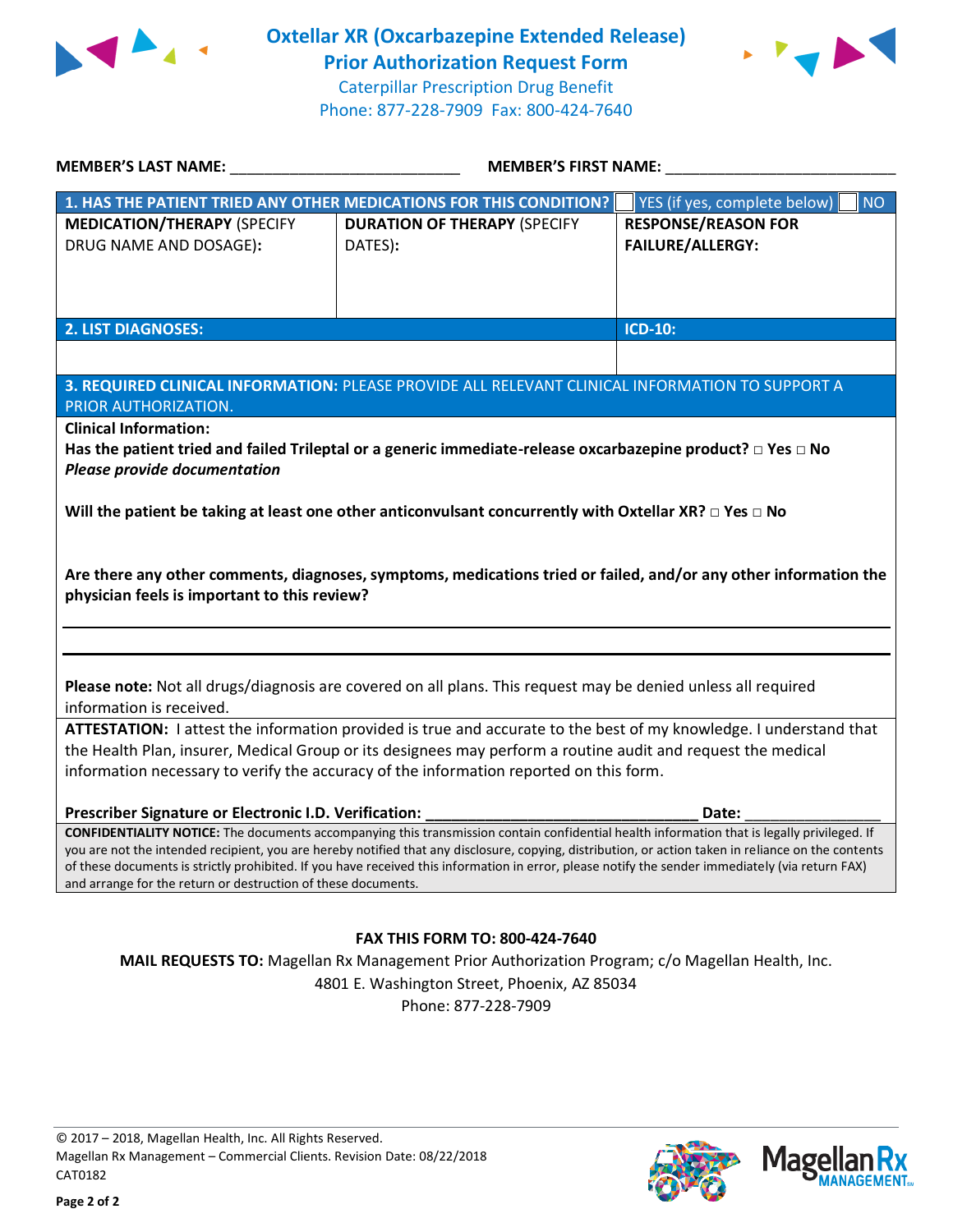# Oxtellar XR (Oxcarbazepine Extended Release) Prior Authorization Request Form

Caterpillar Prescription Drug Benefit
Phone: 877-228-7909 Fax: 800-424-7640

**MEMBER'S LAST NAME:** ___________________________ **MEMBER'S FIRST NAME:** ___________________________

| 1. HAS THE PATIENT TRIED ANY OTHER MEDICATIONS FOR THIS CONDITION? | ☐ YES (if yes, complete below) | ☐ NO |
|---|---|---|
| **MEDICATION/THERAPY** (SPECIFY DRUG NAME AND DOSAGE): | **DURATION OF THERAPY** (SPECIFY DATES): | **RESPONSE/REASON FOR FAILURE/ALLERGY:** |
| | | |

| 2. LIST DIAGNOSES: | ICD-10: |
|---|---|
| | |

**3. REQUIRED CLINICAL INFORMATION:** PLEASE PROVIDE ALL RELEVANT CLINICAL INFORMATION TO SUPPORT A PRIOR AUTHORIZATION.

**Clinical Information:**

**Has the patient tried and failed Trileptal or a generic immediate-release oxcarbazepine product? □ Yes □ No**
***Please provide documentation***

**Will the patient be taking at least one other anticonvulsant concurrently with Oxtellar XR? □ Yes □ No**

**Are there any other comments, diagnoses, symptoms, medications tried or failed, and/or any other information the physician feels is important to this review?**

___________________________________________________________________________

___________________________________________________________________________

**Please note:** Not all drugs/diagnosis are covered on all plans. This request may be denied unless all required information is received.

**ATTESTATION:** I attest the information provided is true and accurate to the best of my knowledge. I understand that the Health Plan, insurer, Medical Group or its designees may perform a routine audit and request the medical information necessary to verify the accuracy of the information reported on this form.

**Prescriber Signature or Electronic I.D. Verification:** ________________________________ **Date:** ________________

**CONFIDENTIALITY NOTICE:** The documents accompanying this transmission contain confidential health information that is legally privileged. If you are not the intended recipient, you are hereby notified that any disclosure, copying, distribution, or action taken in reliance on the contents of these documents is strictly prohibited. If you have received this information in error, please notify the sender immediately (via return FAX) and arrange for the return or destruction of these documents.

**FAX THIS FORM TO: 800-424-7640**

**MAIL REQUESTS TO:** Magellan Rx Management Prior Authorization Program; c/o Magellan Health, Inc.
4801 E. Washington Street, Phoenix, AZ 85034
Phone: 877-228-7909

© 2017 – 2018, Magellan Health, Inc. All Rights Reserved.
Magellan Rx Management – Commercial Clients. Revision Date: 08/22/2018
CAT0182